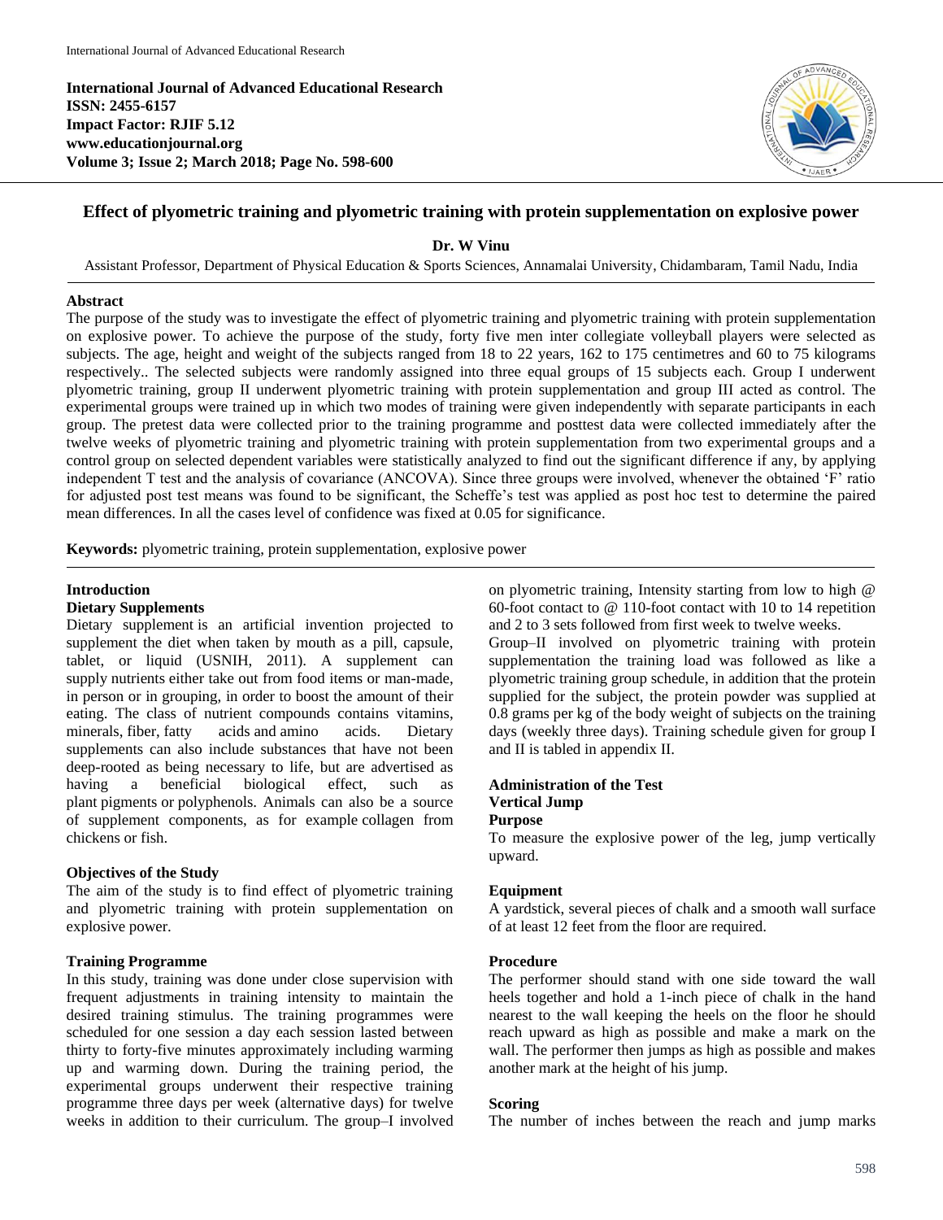**International Journal of Advanced Educational Research**
**ISSN: 2455-6157**
**Impact Factor: RJIF 5.12**
**www.educationjournal.org**
**Volume 3; Issue 2; March 2018; Page No. 598-600**

# Effect of plyometric training and plyometric training with protein supplementation on explosive power

**Dr. W Vinu**

Assistant Professor, Department of Physical Education & Sports Sciences, Annamalai University, Chidambaram, Tamil Nadu, India

## Abstract

The purpose of the study was to investigate the effect of plyometric training and plyometric training with protein supplementation on explosive power. To achieve the purpose of the study, forty five men inter collegiate volleyball players were selected as subjects. The age, height and weight of the subjects ranged from 18 to 22 years, 162 to 175 centimetres and 60 to 75 kilograms respectively.. The selected subjects were randomly assigned into three equal groups of 15 subjects each. Group I underwent plyometric training, group II underwent plyometric training with protein supplementation and group III acted as control. The experimental groups were trained up in which two modes of training were given independently with separate participants in each group. The pretest data were collected prior to the training programme and posttest data were collected immediately after the twelve weeks of plyometric training and plyometric training with protein supplementation from two experimental groups and a control group on selected dependent variables were statistically analyzed to find out the significant difference if any, by applying independent T test and the analysis of covariance (ANCOVA). Since three groups were involved, whenever the obtained 'F' ratio for adjusted post test means was found to be significant, the Scheffe's test was applied as post hoc test to determine the paired mean differences. In all the cases level of confidence was fixed at 0.05 for significance.

**Keywords:** plyometric training, protein supplementation, explosive power

## Introduction

### Dietary Supplements

Dietary supplement is an artificial invention projected to supplement the diet when taken by mouth as a pill, capsule, tablet, or liquid (USNIH, 2011). A supplement can supply nutrients either take out from food items or man-made, in person or in grouping, in order to boost the amount of their eating. The class of nutrient compounds contains vitamins, minerals, fiber, fatty acids and amino acids. Dietary supplements can also include substances that have not been deep-rooted as being necessary to life, but are advertised as having a beneficial biological effect, such as plant pigments or polyphenols. Animals can also be a source of supplement components, as for example collagen from chickens or fish.

### Objectives of the Study

The aim of the study is to find effect of plyometric training and plyometric training with protein supplementation on explosive power.

### Training Programme

In this study, training was done under close supervision with frequent adjustments in training intensity to maintain the desired training stimulus. The training programmes were scheduled for one session a day each session lasted between thirty to forty-five minutes approximately including warming up and warming down. During the training period, the experimental groups underwent their respective training programme three days per week (alternative days) for twelve weeks in addition to their curriculum. The group–I involved on plyometric training, Intensity starting from low to high @ 60-foot contact to @ 110-foot contact with 10 to 14 repetition and 2 to 3 sets followed from first week to twelve weeks.

Group–II involved on plyometric training with protein supplementation the training load was followed as like a plyometric training group schedule, in addition that the protein supplied for the subject, the protein powder was supplied at 0.8 grams per kg of the body weight of subjects on the training days (weekly three days). Training schedule given for group I and II is tabled in appendix II.

### Administration of the Test

### Vertical Jump

#### Purpose

To measure the explosive power of the leg, jump vertically upward.

#### Equipment

A yardstick, several pieces of chalk and a smooth wall surface of at least 12 feet from the floor are required.

#### Procedure

The performer should stand with one side toward the wall heels together and hold a 1-inch piece of chalk in the hand nearest to the wall keeping the heels on the floor he should reach upward as high as possible and make a mark on the wall. The performer then jumps as high as possible and makes another mark at the height of his jump.

#### Scoring

The number of inches between the reach and jump marks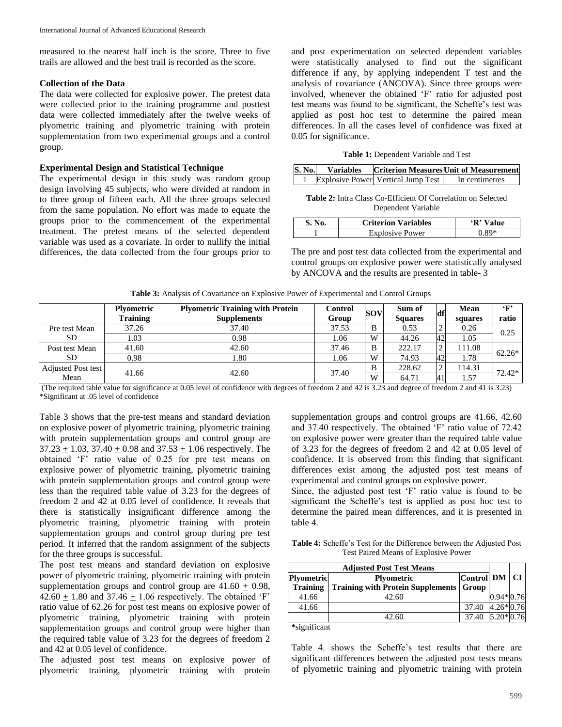measured to the nearest half inch is the score. Three to five trails are allowed and the best trail is recorded as the score.

**Collection of the Data**

The data were collected for explosive power. The pretest data were collected prior to the training programme and posttest data were collected immediately after the twelve weeks of plyometric training and plyometric training with protein supplementation from two experimental groups and a control group.

**Experimental Design and Statistical Technique**

The experimental design in this study was random group design involving 45 subjects, who were divided at random in to three group of fifteen each. All the three groups selected from the same population. No effort was made to equate the groups prior to the commencement of the experimental treatment. The pretest means of the selected dependent variable was used as a covariate. In order to nullify the initial differences, the data collected from the four groups prior to and post experimentation on selected dependent variables were statistically analysed to find out the significant difference if any, by applying independent T test and the analysis of covariance (ANCOVA). Since three groups were involved, whenever the obtained 'F' ratio for adjusted post test means was found to be significant, the Scheffe's test was applied as post hoc test to determine the paired mean differences. In all the cases level of confidence was fixed at 0.05 for significance.

**Table 1:** Dependent Variable and Test

| S. No. | Variables | Criterion Measures | Unit of Measurement |
|---|---|---|---|
| 1 | Explosive Power | Vertical Jump Test | In centimetres |

**Table 2:** Intra Class Co-Efficient Of Correlation on Selected Dependent Variable

| S. No. | Criterion Variables | 'R' Value |
|---|---|---|
| 1 | Explosive Power | 0.89* |

The pre and post test data collected from the experimental and control groups on explosive power were statistically analysed by ANCOVA and the results are presented in table- 3

**Table 3:** Analysis of Covariance on Explosive Power of Experimental and Control Groups

| | Plyometric Training | Plyometric Training with Protein Supplements | Control Group | SOV | Sum of Squares | df | Mean squares | 'F' ratio |
|---|---|---|---|---|---|---|---|---|
| Pre test Mean | 37.26 | 37.40 | 37.53 | B | 0.53 | 2 | 0.26 | 0.25 |
| SD | 1.03 | 0.98 | 1.06 | W | 44.26 | 42 | 1.05 | |
| Post test Mean | 41.60 | 42.60 | 37.46 | B | 222.17 | 2 | 111.08 | 62.26* |
| SD | 0.98 | 1.80 | 1.06 | W | 74.93 | 42 | 1.78 | |
| Adjusted Post test Mean | 41.66 | 42.60 | 37.40 | B | 228.62 | 2 | 114.31 | 72.42* |
| | | | | W | 64.71 | 41 | 1.57 | |

(The required table value for significance at 0.05 level of confidence with degrees of freedom 2 and 42 is 3.23 and degree of freedom 2 and 41 is 3.23)
*Significant at .05 level of confidence

Table 3 shows that the pre-test means and standard deviation on explosive power of plyometric training, plyometric training with protein supplementation groups and control group are 37.23 ± 1.03, 37.40 ± 0.98 and 37.53 ± 1.06 respectively. The obtained 'F' ratio value of 0.25 for pre test means on explosive power of plyometric training, plyometric training with protein supplementation groups and control group were less than the required table value of 3.23 for the degrees of freedom 2 and 42 at 0.05 level of confidence. It reveals that there is statistically insignificant difference among the plyometric training, plyometric training with protein supplementation groups and control group during pre test period. It inferred that the random assignment of the subjects for the three groups is successful.

The post test means and standard deviation on explosive power of plyometric training, plyometric training with protein supplementation groups and control group are 41.60 ± 0.98, 42.60 ± 1.80 and 37.46 ± 1.06 respectively. The obtained 'F' ratio value of 62.26 for post test means on explosive power of plyometric training, plyometric training with protein supplementation groups and control group were higher than the required table value of 3.23 for the degrees of freedom 2 and 42 at 0.05 level of confidence.

The adjusted post test means on explosive power of plyometric training, plyometric training with protein supplementation groups and control groups are 41.66, 42.60 and 37.40 respectively. The obtained 'F' ratio value of 72.42 on explosive power were greater than the required table value of 3.23 for the degrees of freedom 2 and 42 at 0.05 level of confidence. It is observed from this finding that significant differences exist among the adjusted post test means of experimental and control groups on explosive power.

Since, the adjusted post test 'F' ratio value is found to be significant the Scheffe's test is applied as post hoc test to determine the paired mean differences, and it is presented in table 4.

**Table 4:** Scheffe's Test for the Difference between the Adjusted Post Test Paired Means of Explosive Power

| Adjusted Post Test Means | | | | |
|---|---|---|---|---|
| Plyometric Training | Plyometric Training with Protein Supplements | Control Group | DM | CI |
| 41.66 | 42.60 | | 0.94* | 0.76 |
| 41.66 | | 37.40 | 4.26* | 0.76 |
| | 42.60 | 37.40 | 5.20* | 0.76 |

*significant

Table 4. shows the Scheffe's test results that there are significant differences between the adjusted post tests means of plyometric training and plyometric training with protein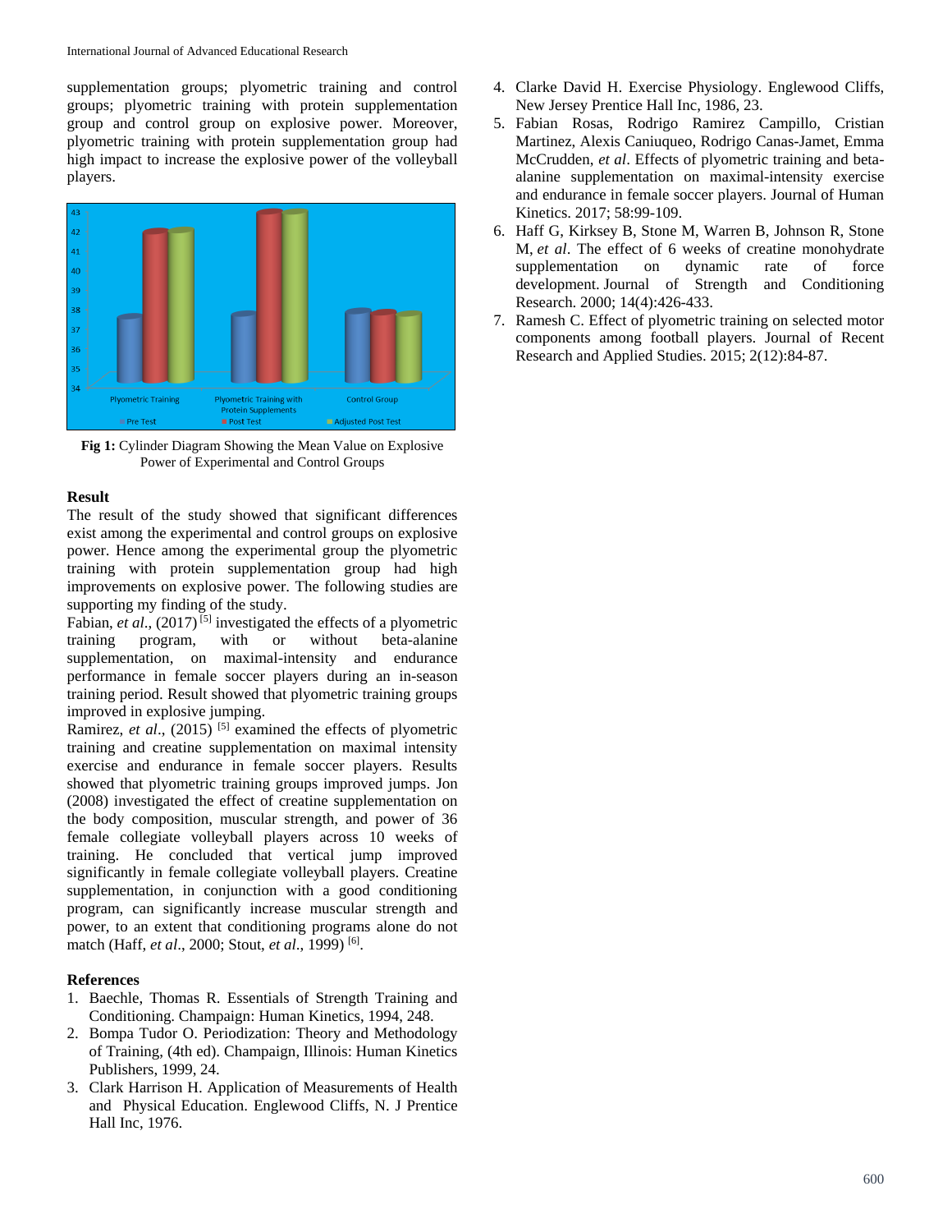supplementation groups; plyometric training and control groups; plyometric training with protein supplementation group and control group on explosive power. Moreover, plyometric training with protein supplementation group had high impact to increase the explosive power of the volleyball players.

43
42
41
40
39
38
37
36
35
34

Plyometric Training
Plyometric Training with Protein Supplements
Control Group

Pre Test
Post Test
Adjusted Post Test

**Fig 1:** Cylinder Diagram Showing the Mean Value on Explosive Power of Experimental and Control Groups

## Result

The result of the study showed that significant differences exist among the experimental and control groups on explosive power. Hence among the experimental group the plyometric training with protein supplementation group had high improvements on explosive power. The following studies are supporting my finding of the study.

Fabian, *et al*., (2017) [5] investigated the effects of a plyometric training program, with or without beta-alanine supplementation, on maximal-intensity and endurance performance in female soccer players during an in-season training period. Result showed that plyometric training groups improved in explosive jumping.

Ramirez, *et al*., (2015) [5] examined the effects of plyometric training and creatine supplementation on maximal intensity exercise and endurance in female soccer players. Results showed that plyometric training groups improved jumps. Jon (2008) investigated the effect of creatine supplementation on the body composition, muscular strength, and power of 36 female collegiate volleyball players across 10 weeks of training. He concluded that vertical jump improved significantly in female collegiate volleyball players. Creatine supplementation, in conjunction with a good conditioning program, can significantly increase muscular strength and power, to an extent that conditioning programs alone do not match (Haff, *et al*., 2000; Stout, *et al*., 1999) [6].

## References

1. Baechle, Thomas R. Essentials of Strength Training and Conditioning. Champaign: Human Kinetics, 1994, 248.
2. Bompa Tudor O. Periodization: Theory and Methodology of Training, (4th ed). Champaign, Illinois: Human Kinetics Publishers, 1999, 24.
3. Clark Harrison H. Application of Measurements of Health and Physical Education. Englewood Cliffs, N. J Prentice Hall Inc, 1976.
4. Clarke David H. Exercise Physiology. Englewood Cliffs, New Jersey Prentice Hall Inc, 1986, 23.
5. Fabian Rosas, Rodrigo Ramirez Campillo, Cristian Martinez, Alexis Caniuqueo, Rodrigo Canas-Jamet, Emma McCrudden, *et al*. Effects of plyometric training and beta-alanine supplementation on maximal-intensity exercise and endurance in female soccer players. Journal of Human Kinetics. 2017; 58:99-109.
6. Haff G, Kirksey B, Stone M, Warren B, Johnson R, Stone M, *et al*. The effect of 6 weeks of creatine monohydrate supplementation on dynamic rate of force development. Journal of Strength and Conditioning Research. 2000; 14(4):426-433.
7. Ramesh C. Effect of plyometric training on selected motor components among football players. Journal of Recent Research and Applied Studies. 2015; 2(12):84-87.